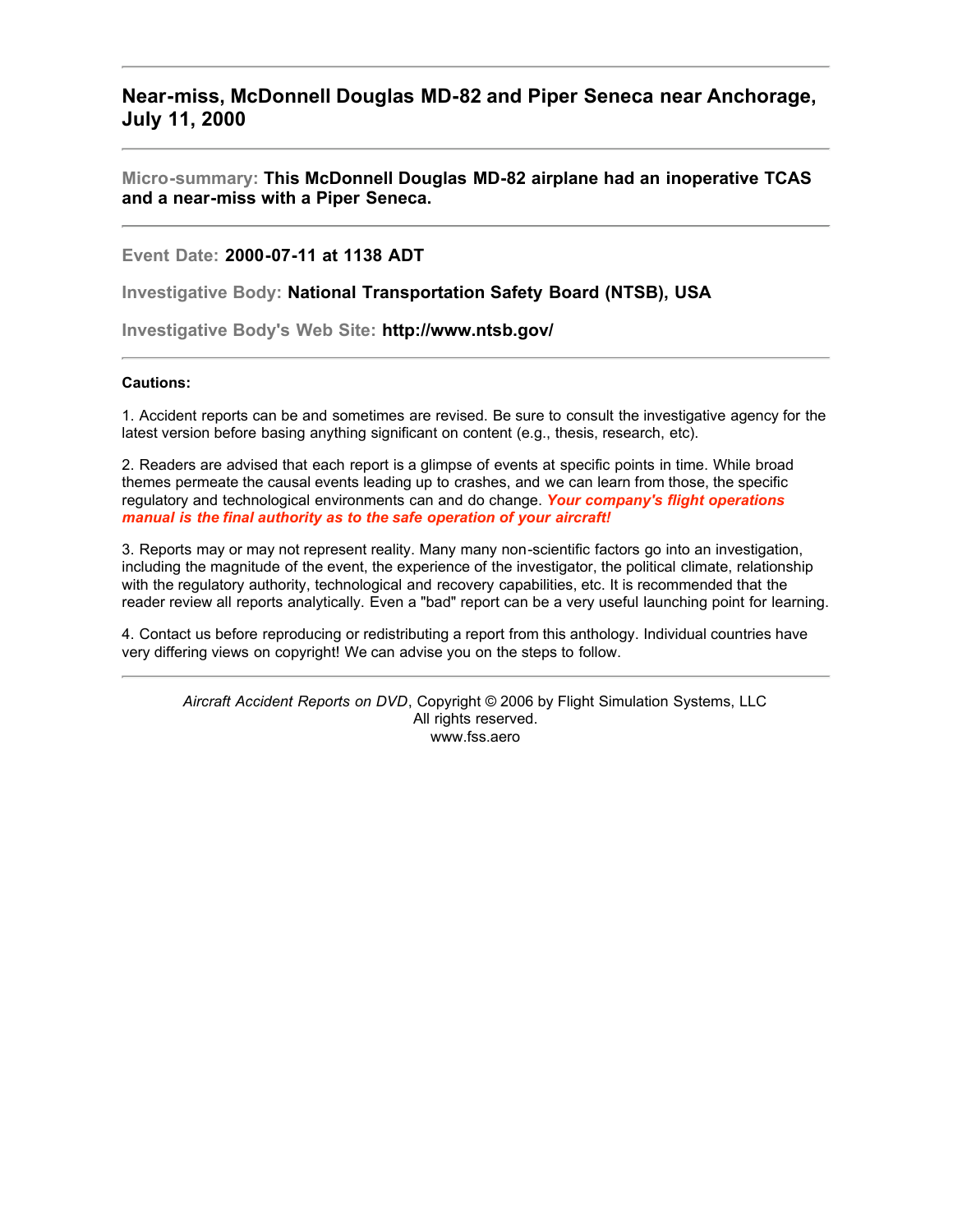# Near-miss, McDonnell Douglas MD-82 and Piper Seneca near Anchorage, July 11, 2000

---

**Micro-summary: This McDonnell Douglas MD-82 airplane had an inoperative TCAS and a near-miss with a Piper Seneca.**

---

**Event Date: 2000-07-11 at 1138 ADT**

**Investigative Body: National Transportation Safety Board (NTSB), USA**

**Investigative Body's Web Site: http://www.ntsb.gov/**

---

**Cautions:**

1. Accident reports can be and sometimes are revised. Be sure to consult the investigative agency for the latest version before basing anything significant on content (e.g., thesis, research, etc).

2. Readers are advised that each report is a glimpse of events at specific points in time. While broad themes permeate the causal events leading up to crashes, and we can learn from those, the specific regulatory and technological environments can and do change. ***Your company's flight operations manual is the final authority as to the safe operation of your aircraft!***

3. Reports may or may not represent reality. Many many non-scientific factors go into an investigation, including the magnitude of the event, the experience of the investigator, the political climate, relationship with the regulatory authority, technological and recovery capabilities, etc. It is recommended that the reader review all reports analytically. Even a "bad" report can be a very useful launching point for learning.

4. Contact us before reproducing or redistributing a report from this anthology. Individual countries have very differing views on copyright! We can advise you on the steps to follow.

---

*Aircraft Accident Reports on DVD*, Copyright © 2006 by Flight Simulation Systems, LLC
All rights reserved.
www.fss.aero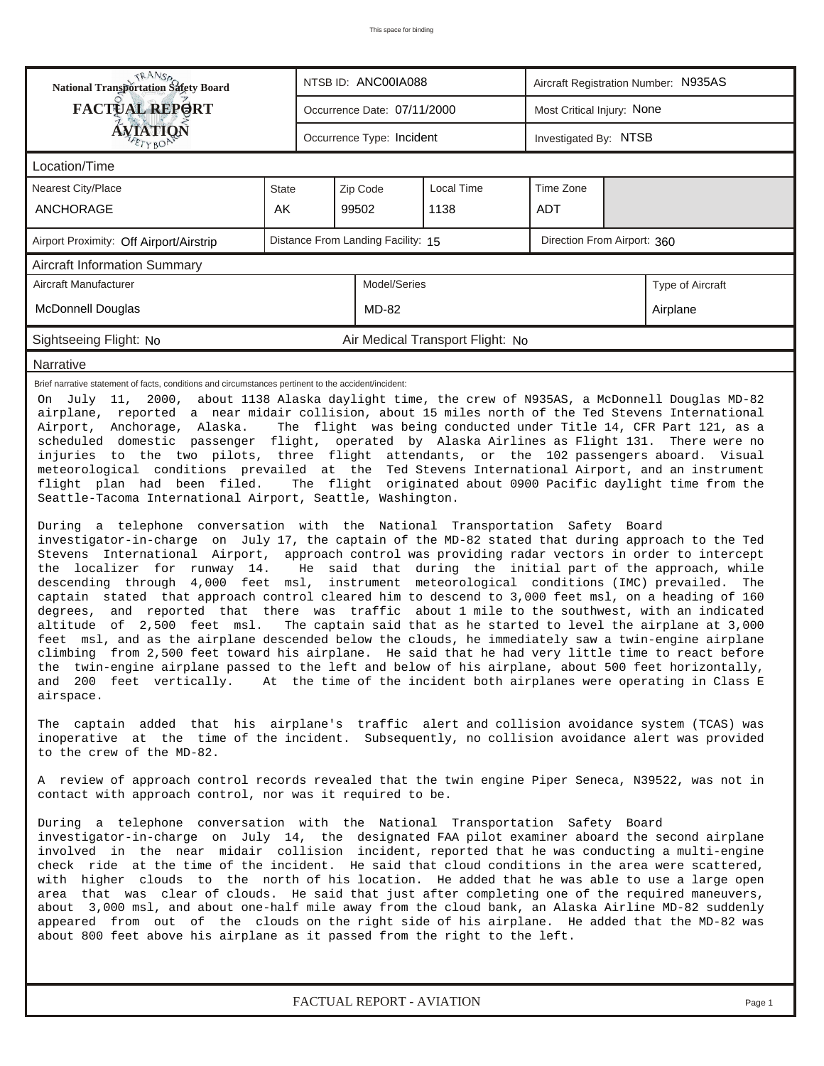This space for binding

| National Transportation Safety Board FACTUAL REPORT AVIATION | NTSB ID: ANC00IA088 | Aircraft Registration Number: N935AS |
|---|---|---|
| | Occurrence Date: 07/11/2000 | Most Critical Injury: None |
| | Occurrence Type: Incident | Investigated By: NTSB |

**Location/Time**

| Nearest City/Place | State | Zip Code | Local Time | Time Zone |
|---|---|---|---|---|
| ANCHORAGE | AK | 99502 | 1138 | ADT |

| Airport Proximity: Off Airport/Airstrip | Distance From Landing Facility: 15 | Direction From Airport: 360 |
|---|---|---|

**Aircraft Information Summary**

| Aircraft Manufacturer | Model/Series | Type of Aircraft |
|---|---|---|
| McDonnell Douglas | MD-82 | Airplane |

Sightseeing Flight: No | Air Medical Transport Flight: No

**Narrative**

Brief narrative statement of facts, conditions and circumstances pertinent to the accident/incident:

On July 11, 2000, about 1138 Alaska daylight time, the crew of N935AS, a McDonnell Douglas MD-82 airplane, reported a near midair collision, about 15 miles north of the Ted Stevens International Airport, Anchorage, Alaska. The flight was being conducted under Title 14, CFR Part 121, as a scheduled domestic passenger flight, operated by Alaska Airlines as Flight 131. There were no injuries to the two pilots, three flight attendants, or the 102 passengers aboard. Visual meteorological conditions prevailed at the Ted Stevens International Airport, and an instrument flight plan had been filed. The flight originated about 0900 Pacific daylight time from the Seattle-Tacoma International Airport, Seattle, Washington.

During a telephone conversation with the National Transportation Safety Board investigator-in-charge on July 17, the captain of the MD-82 stated that during approach to the Ted Stevens International Airport, approach control was providing radar vectors in order to intercept the localizer for runway 14. He said that during the initial part of the approach, while descending through 4,000 feet msl, instrument meteorological conditions (IMC) prevailed. The captain stated that approach control cleared him to descend to 3,000 feet msl, on a heading of 160 degrees, and reported that there was traffic about 1 mile to the southwest, with an indicated altitude of 2,500 feet msl. The captain said that as he started to level the airplane at 3,000 feet msl, and as the airplane descended below the clouds, he immediately saw a twin-engine airplane climbing from 2,500 feet toward his airplane. He said that he had very little time to react before the twin-engine airplane passed to the left and below of his airplane, about 500 feet horizontally, and 200 feet vertically. At the time of the incident both airplanes were operating in Class E airspace.

The captain added that his airplane's traffic alert and collision avoidance system (TCAS) was inoperative at the time of the incident. Subsequently, no collision avoidance alert was provided to the crew of the MD-82.

A review of approach control records revealed that the twin engine Piper Seneca, N39522, was not in contact with approach control, nor was it required to be.

During a telephone conversation with the National Transportation Safety Board investigator-in-charge on July 14, the designated FAA pilot examiner aboard the second airplane involved in the near midair collision incident, reported that he was conducting a multi-engine check ride at the time of the incident. He said that cloud conditions in the area were scattered, with higher clouds to the north of his location. He added that he was able to use a large open area that was clear of clouds. He said that just after completing one of the required maneuvers, about 3,000 msl, and about one-half mile away from the cloud bank, an Alaska Airline MD-82 suddenly appeared from out of the clouds on the right side of his airplane. He added that the MD-82 was about 800 feet above his airplane as it passed from the right to the left.

FACTUAL REPORT - AVIATION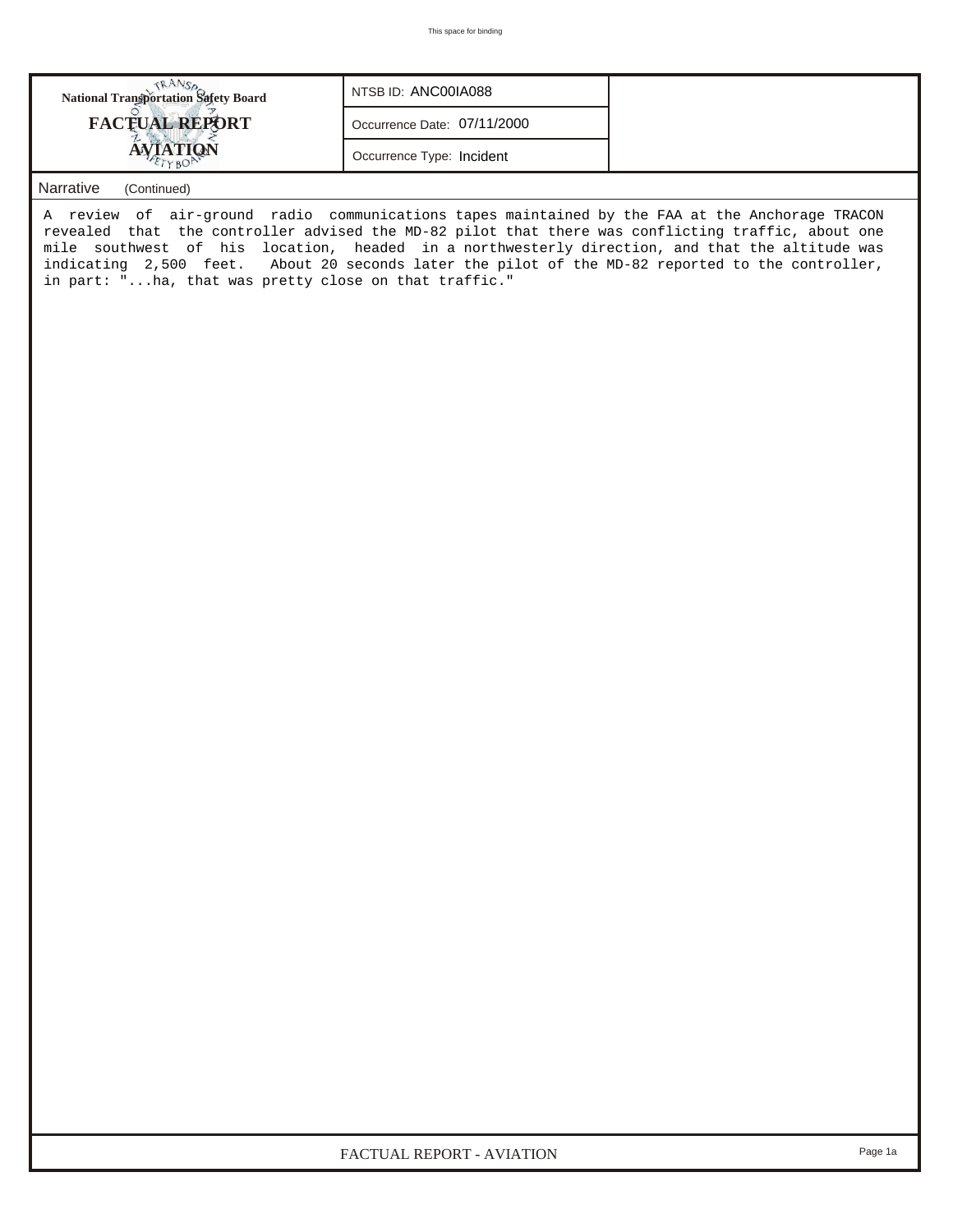**National Transportation Safety Board**
**FACTUAL REPORT**
**AVIATION**

| | |
|---|---|
| NTSB ID: ANC00IA088 | |
| Occurrence Date: 07/11/2000 | |
| Occurrence Type: Incident | |

## Narrative (Continued)

A review of air-ground radio communications tapes maintained by the FAA at the Anchorage TRACON revealed that the controller advised the MD-82 pilot that there was conflicting traffic, about one mile southwest of his location, headed in a northwesterly direction, and that the altitude was indicating 2,500 feet. About 20 seconds later the pilot of the MD-82 reported to the controller, in part: "...ha, that was pretty close on that traffic."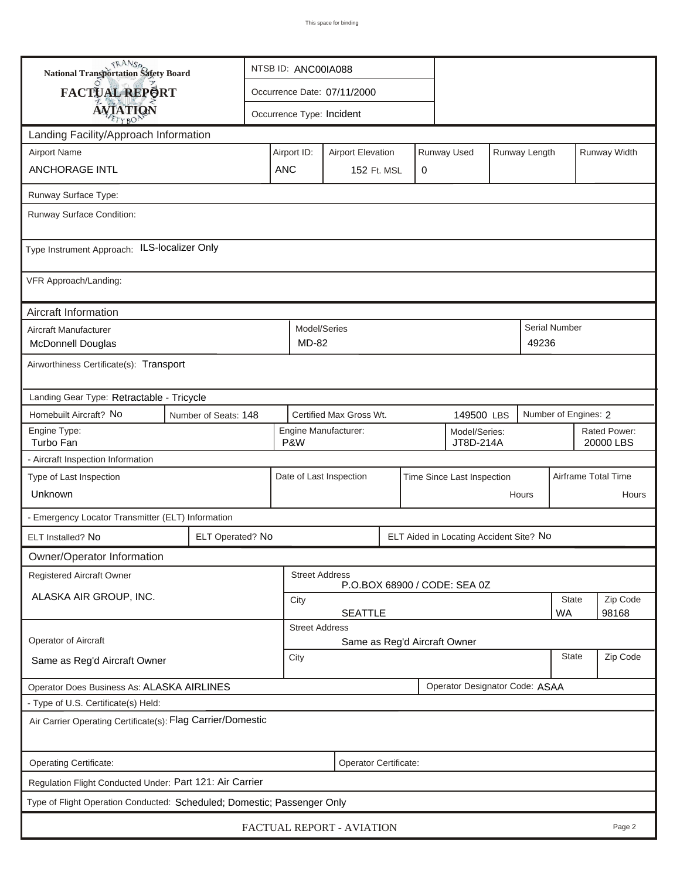This space for binding

**National Transportation Safety Board**

**FACTUAL REPORT**

**AVIATION**

| | |
|---|---|
| NTSB ID: | ANC00IA088 |
| Occurrence Date: | 07/11/2000 |
| Occurrence Type: | Incident |

## Landing Facility/Approach Information

| Airport Name | Airport ID: | Airport Elevation | Runway Used | Runway Length | Runway Width |
|---|---|---|---|---|---|
| ANCHORAGE INTL | ANC | 152 Ft. MSL | 0 | | |

Runway Surface Type:

Runway Surface Condition:

Type Instrument Approach: ILS-localizer Only

VFR Approach/Landing:

## Aircraft Information

| Aircraft Manufacturer | Model/Series | Serial Number |
|---|---|---|
| McDonnell Douglas | MD-82 | 49236 |

Airworthiness Certificate(s): Transport

Landing Gear Type: Retractable - Tricycle

| Homebuilt Aircraft? | Number of Seats: | Certified Max Gross Wt. | Number of Engines: |
|---|---|---|---|
| No | 148 | 149500 LBS | 2 |

| Engine Type: | Engine Manufacturer: | Model/Series: | Rated Power: |
|---|---|---|---|
| Turbo Fan | P&W | JT8D-214A | 20000 LBS |

- Aircraft Inspection Information

| Type of Last Inspection | Date of Last Inspection | Time Since Last Inspection | Airframe Total Time |
|---|---|---|---|
| Unknown | | Hours | Hours |

- Emergency Locator Transmitter (ELT) Information

| ELT Installed? | ELT Operated? | ELT Aided in Locating Accident Site? |
|---|---|---|
| No | No | No |

## Owner/Operator Information

| Registered Aircraft Owner | Street Address | City | State | Zip Code |
|---|---|---|---|---|
| ALASKA AIR GROUP, INC. | P.O.BOX 68900 / CODE: SEA 0Z | SEATTLE | WA | 98168 |

| Operator of Aircraft | Street Address | City | State | Zip Code |
|---|---|---|---|---|
| Same as Reg'd Aircraft Owner | Same as Reg'd Aircraft Owner | | | |

Operator Does Business As: ALASKA AIRLINES

Operator Designator Code: ASAA

- Type of U.S. Certificate(s) Held:

Air Carrier Operating Certificate(s): Flag Carrier/Domestic

Operating Certificate:

Operator Certificate:

Regulation Flight Conducted Under: Part 121: Air Carrier

Type of Flight Operation Conducted: Scheduled; Domestic; Passenger Only

FACTUAL REPORT - AVIATION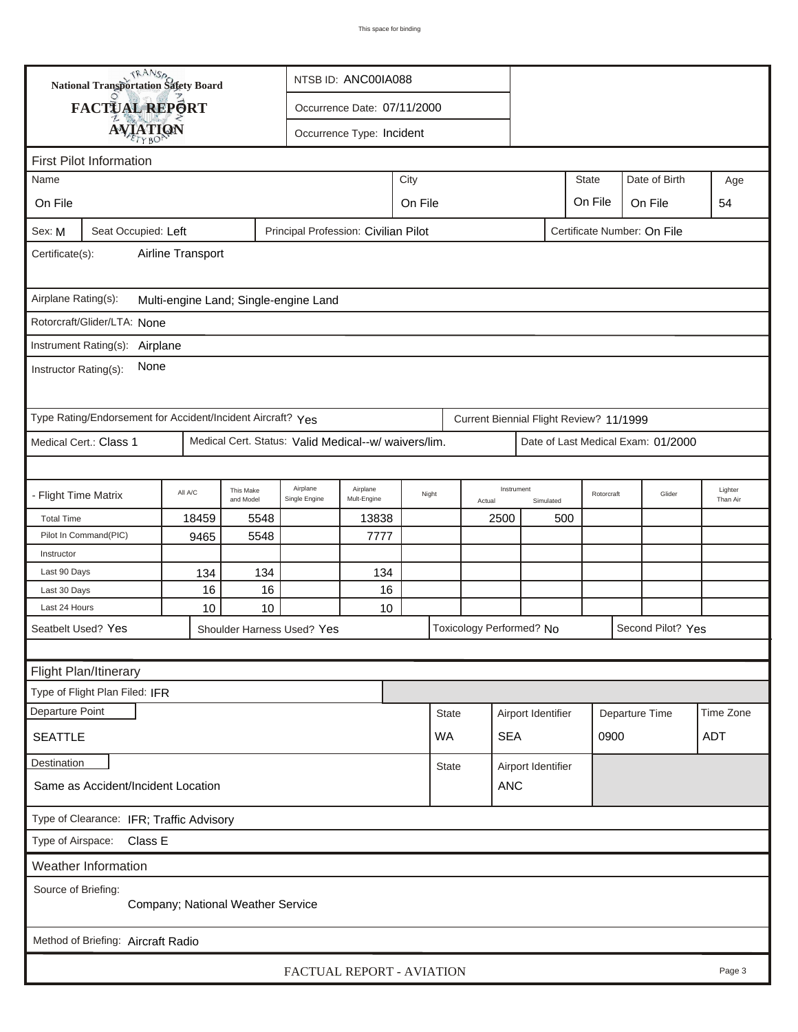This space for binding

**National Transportation Safety Board**

**FACTUAL REPORT**

**AVIATION**

NTSB ID: ANC00IA088

Occurrence Date: 07/11/2000

Occurrence Type: Incident

## First Pilot Information

| Name | City | State | Date of Birth | Age |
|---|---|---|---|---|
| On File | On File | On File | On File | 54 |

Sex: M | Seat Occupied: Left | Principal Profession: Civilian Pilot | Certificate Number: On File

Certificate(s): Airline Transport

Airplane Rating(s): Multi-engine Land; Single-engine Land

Rotorcraft/Glider/LTA: None

Instrument Rating(s): Airplane

Instructor Rating(s): None

Type Rating/Endorsement for Accident/Incident Aircraft? Yes

Current Biennial Flight Review? 11/1999

Medical Cert.: Class 1 | Medical Cert. Status: Valid Medical--w/ waivers/lim. | Date of Last Medical Exam: 01/2000

| - Flight Time Matrix | All A/C | This Make and Model | Airplane Single Engine | Airplane Mult-Engine | Night | Instrument Actual | Instrument Simulated | Rotorcraft | Glider | Lighter Than Air |
|---|---|---|---|---|---|---|---|---|---|---|
| Total Time | 18459 | 5548 | | 13838 | | 2500 | 500 | | | |
| Pilot In Command(PIC) | 9465 | 5548 | | 7777 | | | | | | |
| Instructor | | | | | | | | | | |
| Last 90 Days | 134 | 134 | | 134 | | | | | | |
| Last 30 Days | 16 | 16 | | 16 | | | | | | |
| Last 24 Hours | 10 | 10 | | 10 | | | | | | |

Seatbelt Used? Yes | Shoulder Harness Used? Yes | Toxicology Performed? No | Second Pilot? Yes

## Flight Plan/Itinerary

Type of Flight Plan Filed: IFR

| Departure Point | State | Airport Identifier | Departure Time | Time Zone |
|---|---|---|---|---|
| SEATTLE | WA | SEA | 0900 | ADT |

| Destination | State | Airport Identifier |
|---|---|---|
| Same as Accident/Incident Location | | ANC |

Type of Clearance: IFR; Traffic Advisory

Type of Airspace: Class E

## Weather Information

Source of Briefing: Company; National Weather Service

Method of Briefing: Aircraft Radio

FACTUAL REPORT - AVIATION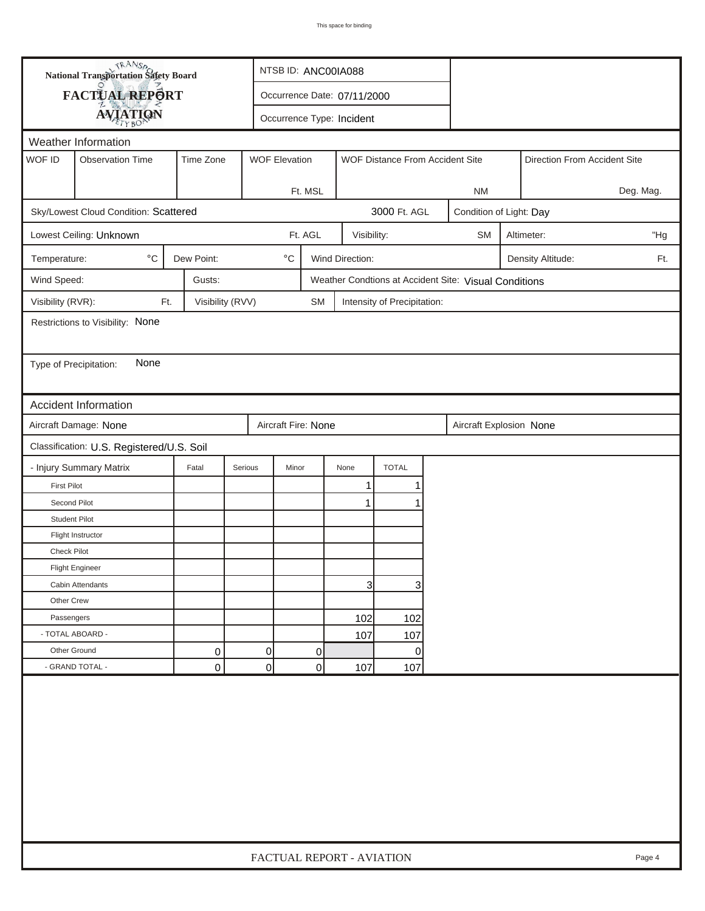This space for binding

**National Transportation Safety Board**

# FACTUAL REPORT
## AVIATION

NTSB ID: ANC00IA088

Occurrence Date: 07/11/2000

Occurrence Type: Incident

### Weather Information

| WOF ID | Observation Time | Time Zone | WOF Elevation | WOF Distance From Accident Site | Direction From Accident Site |
|---|---|---|---|---|---|
| | | | Ft. MSL | NM | Deg. Mag. |

Sky/Lowest Cloud Condition: Scattered 3000 Ft. AGL

Condition of Light: Day

Lowest Ceiling: Unknown Ft. AGL

Visibility: SM

Altimeter: "Hg

Temperature: °C

Dew Point: °C

Wind Direction:

Density Altitude: Ft.

Wind Speed:

Gusts:

Weather Condtions at Accident Site: Visual Conditions

Visibility (RVR): Ft.

Visibility (RVV) SM

Intensity of Precipitation:

Restrictions to Visibility: None

Type of Precipitation: None

### Accident Information

Aircraft Damage: None

Aircraft Fire: None

Aircraft Explosion None

Classification: U.S. Registered/U.S. Soil

| - Injury Summary Matrix | Fatal | Serious | Minor | None | TOTAL |
|---|---|---|---|---|---|
| First Pilot | | | | 1 | 1 |
| Second Pilot | | | | 1 | 1 |
| Student Pilot | | | | | |
| Flight Instructor | | | | | |
| Check Pilot | | | | | |
| Flight Engineer | | | | | |
| Cabin Attendants | | | | 3 | 3 |
| Other Crew | | | | | |
| Passengers | | | | 102 | 102 |
| - TOTAL ABOARD - | | | | 107 | 107 |
| Other Ground | 0 | 0 | 0 | | 0 |
| - GRAND TOTAL - | 0 | 0 | 0 | 107 | 107 |

FACTUAL REPORT - AVIATION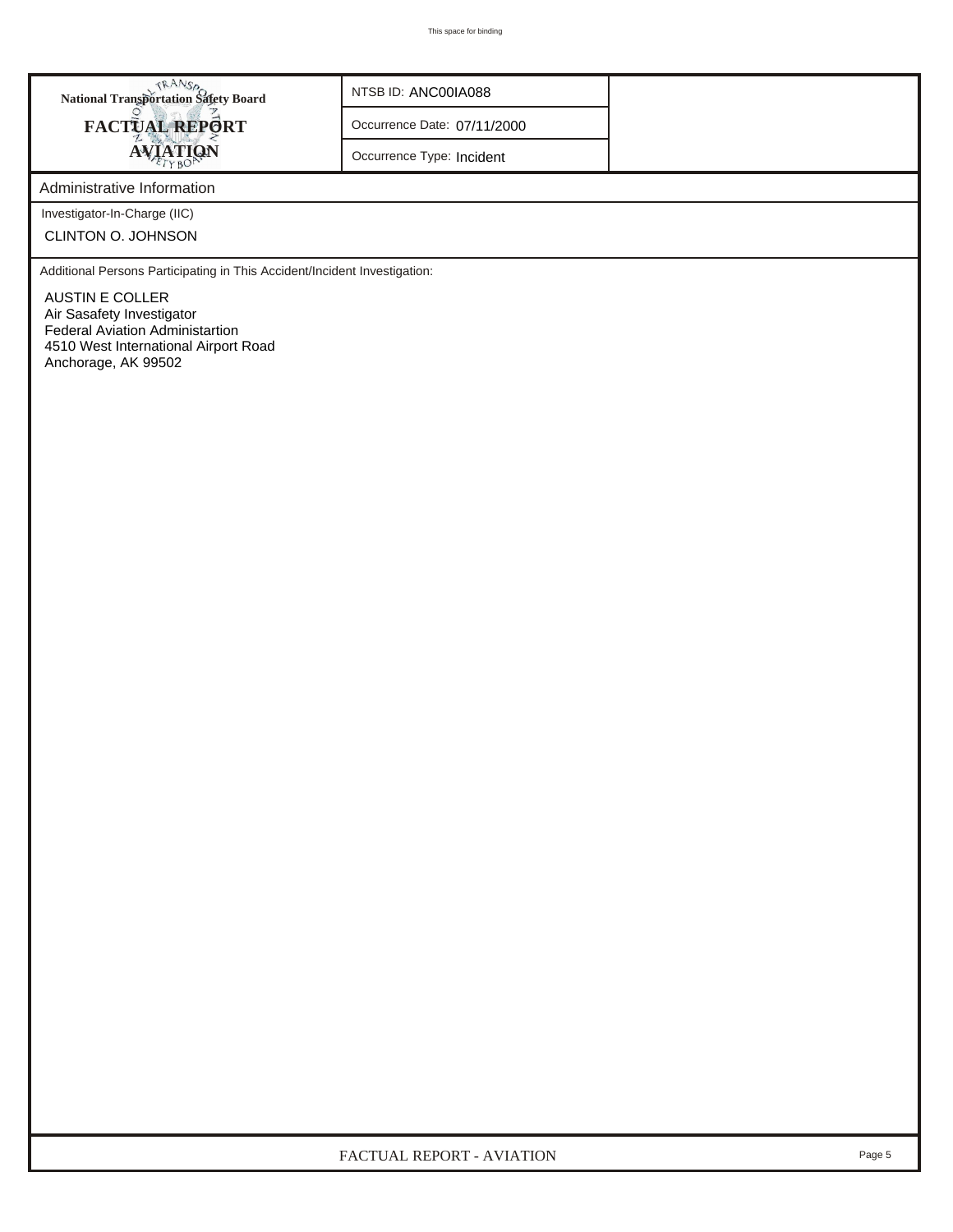**National Transportation Safety Board**

**FACTUAL REPORT**

**AVIATION**

| | |
|---|---|
| NTSB ID: ANC00IA088 | |
| Occurrence Date: 07/11/2000 | |
| Occurrence Type: Incident | |

## Administrative Information

Investigator-In-Charge (IIC)

CLINTON O. JOHNSON

Additional Persons Participating in This Accident/Incident Investigation:

AUSTIN E COLLER
Air Sasafety Investigator
Federal Aviation Administartion
4510 West International Airport Road
Anchorage, AK 99502